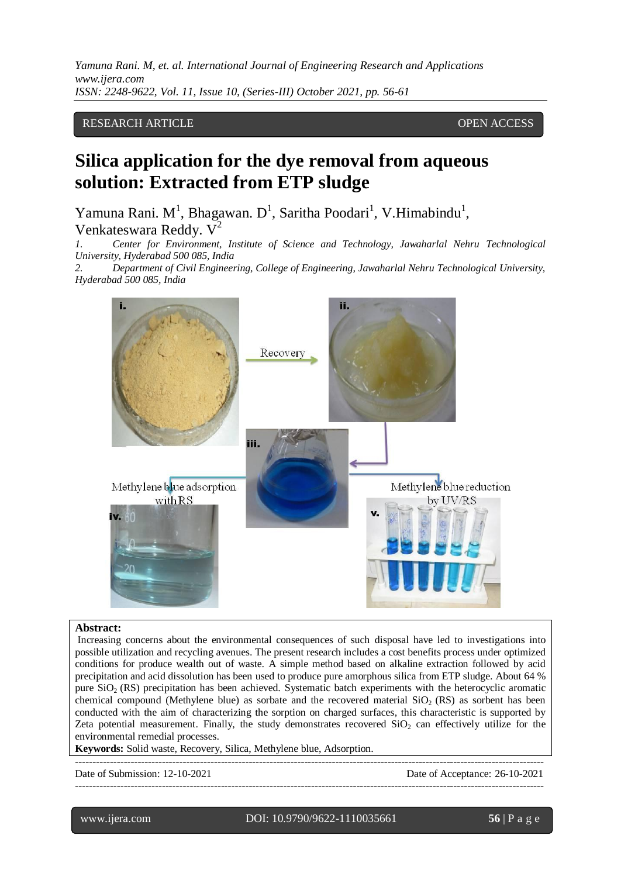RESEARCH ARTICLE OPEN ACCESS

# Silica application for the dye removal from aqueous solution: Extracted from ETP sludge

Yamuna Rani. M[1], Bhagawan. D[1], Saritha Poodari[1], V.Himabindu[1], Venkateswara Reddy. V[2]

1. *Center for Environment, Institute of Science and Technology, Jawaharlal Nehru Technological University, Hyderabad 500 085, India*
2. *Department of Civil Engineering, College of Engineering, Jawaharlal Nehru Technological University, Hyderabad 500 085, India*

**Abstract:**
Increasing concerns about the environmental consequences of such disposal have led to investigations into possible utilization and recycling avenues. The present research includes a cost benefits process under optimized conditions for produce wealth out of waste. A simple method based on alkaline extraction followed by acid precipitation and acid dissolution has been used to produce pure amorphous silica from ETP sludge. About 64 % pure $SiO_2$ (RS) precipitation has been achieved. Systematic batch experiments with the heterocyclic aromatic chemical compound (Methylene blue) as sorbate and the recovered material $SiO_2$ (RS) as sorbent has been conducted with the aim of characterizing the sorption on charged surfaces, this characteristic is supported by Zeta potential measurement. Finally, the study demonstrates recovered $SiO_2$ can effectively utilize for the environmental remedial processes.

**Keywords:** Solid waste, Recovery, Silica, Methylene blue, Adsorption.

Date of Submission: 12-10-2021 Date of Acceptance: 26-10-2021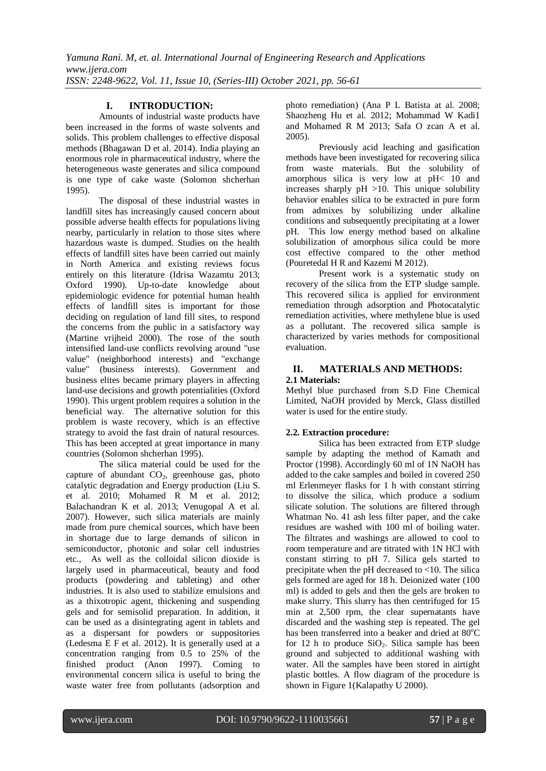## I. INTRODUCTION:

Amounts of industrial waste products have been increased in the forms of waste solvents and solids. This problem challenges to effective disposal methods (Bhagawan D et al. 2014). India playing an enormous role in pharmaceutical industry, where the heterogeneous waste generates and silica compound is one type of cake waste (Solomon shcherhan 1995).

The disposal of these industrial wastes in landfill sites has increasingly caused concern about possible adverse health effects for populations living nearby, particularly in relation to those sites where hazardous waste is dumped. Studies on the health effects of landfill sites have been carried out mainly in North America and existing reviews focus entirely on this literature (Idrisa Wazamtu 2013; Oxford 1990). Up-to-date knowledge about epidemiologic evidence for potential human health effects of landfill sites is important for those deciding on regulation of land fill sites, to respond the concerns from the public in a satisfactory way (Martine vrijheid 2000). The rose of the south intensified land-use conflicts revolving around "use value" (neighborhood interests) and "exchange value" (business interests). Government and business elites became primary players in affecting land-use decisions and growth potentialities (Oxford 1990). This urgent problem requires a solution in the beneficial way. The alternative solution for this problem is waste recovery, which is an effective strategy to avoid the fast drain of natural resources. This has been accepted at great importance in many countries (Solomon shcherhan 1995).

The silica material could be used for the capture of abundant $CO_2$, greenhouse gas, photo catalytic degradation and Energy production (Liu S. et al. 2010; Mohamed R M et al. 2012; Balachandran K et al. 2013; Venugopal A et al. 2007). However, such silica materials are mainly made from pure chemical sources, which have been in shortage due to large demands of silicon in semiconductor, photonic and solar cell industries etc., As well as the colloidal silicon dioxide is largely used in pharmaceutical, beauty and food products (powdering and tableting) and other industries. It is also used to stabilize emulsions and as a thixotropic agent, thickening and suspending gels and for semisolid preparation. In addition, it can be used as a disintegrating agent in tablets and as a dispersant for powders or suppositories (Ledesma E F et al. 2012). It is generally used at a concentration ranging from 0.5 to 25% of the finished product (Anon 1997). Coming to environmental concern silica is useful to bring the waste water free from pollutants (adsorption and photo remediation) (Ana P L Batista at al. 2008; Shaozheng Hu et al. 2012; Mohammad W Kadi1 and Mohamed R M 2013; Safa O zcan A et al. 2005).

Previously acid leaching and gasification methods have been investigated for recovering silica from waste materials. But the solubility of amorphous silica is very low at pH< 10 and increases sharply pH >10. This unique solubility behavior enables silica to be extracted in pure form from admixes by solubilizing under alkaline conditions and subsequently precipitating at a lower pH. This low energy method based on alkaline solubilization of amorphous silica could be more cost effective compared to the other method (Pouretedal H R and Kazemi M 2012).

Present work is a systematic study on recovery of the silica from the ETP sludge sample. This recovered silica is applied for environment remediation through adsorption and Photocatalytic remediation activities, where methylene blue is used as a pollutant. The recovered silica sample is characterized by varies methods for compositional evaluation.

## II. MATERIALS AND METHODS:

### 2.1 Materials:

Methyl blue purchased from S.D Fine Chemical Limited, NaOH provided by Merck, Glass distilled water is used for the entire study.

### 2.2. Extraction procedure:

Silica has been extracted from ETP sludge sample by adapting the method of Kamath and Proctor (1998). Accordingly 60 ml of 1N NaOH has added to the cake samples and boiled in covered 250 ml Erlenmeyer flasks for 1 h with constant stirring to dissolve the silica, which produce a sodium silicate solution. The solutions are filtered through Whatman No. 41 ash less filter paper, and the cake residues are washed with 100 ml of boiling water. The filtrates and washings are allowed to cool to room temperature and are titrated with 1N HCl with constant stirring to pH 7. Silica gels started to precipitate when the pH decreased to <10. The silica gels formed are aged for 18 h. Deionized water (100 ml) is added to gels and then the gels are broken to make slurry. This slurry has then centrifuged for 15 min at 2,500 rpm, the clear supernatants have discarded and the washing step is repeated. The gel has been transferred into a beaker and dried at 80°C for 12 h to produce $SiO_2$. Silica sample has been ground and subjected to additional washing with water. All the samples have been stored in airtight plastic bottles. A flow diagram of the procedure is shown in Figure 1(Kalapathy U 2000).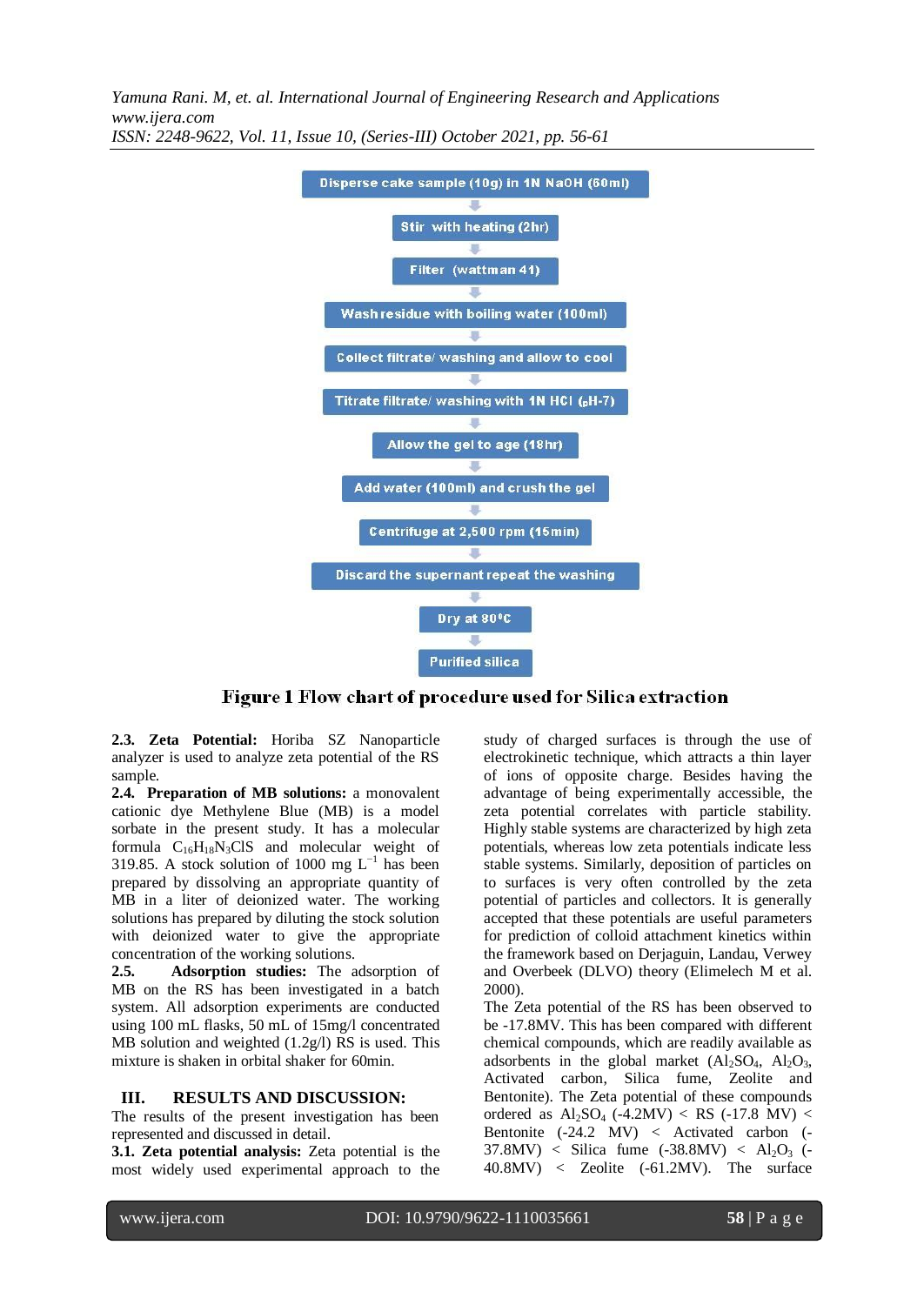Disperse cake sample (10g) in 1N NaOH (60ml)

Stir with heating (2hr)

Filter (wattman 41)

Wash residue with boiling water (100ml)

Collect filtrate/ washing and allow to cool

Titrate filtrate/ washing with 1N HCl (pH-7)

Allow the gel to age (18hr)

Add water (100ml) and crush the gel

Centrifuge at 2,500 rpm (15min)

Discard the supernant repeat the washing

Dry at 80°C

Purified silica

**Figure 1 Flow chart of procedure used for Silica extraction**

**2.3. Zeta Potential:** Horiba SZ Nanoparticle analyzer is used to analyze zeta potential of the RS sample.

**2.4. Preparation of MB solutions:** a monovalent cationic dye Methylene Blue (MB) is a model sorbate in the present study. It has a molecular formula $C_{16}H_{18}N_3ClS$ and molecular weight of 319.85. A stock solution of 1000 mg $L^{-1}$ has been prepared by dissolving an appropriate quantity of MB in a liter of deionized water. The working solutions has prepared by diluting the stock solution with deionized water to give the appropriate concentration of the working solutions.

**2.5. Adsorption studies:** The adsorption of MB on the RS has been investigated in a batch system. All adsorption experiments are conducted using 100 mL flasks, 50 mL of 15mg/l concentrated MB solution and weighted (1.2g/l) RS is used. This mixture is shaken in orbital shaker for 60min.

## III. RESULTS AND DISCUSSION:

The results of the present investigation has been represented and discussed in detail.

**3.1. Zeta potential analysis:** Zeta potential is the most widely used experimental approach to the study of charged surfaces is through the use of electrokinetic technique, which attracts a thin layer of ions of opposite charge. Besides having the advantage of being experimentally accessible, the zeta potential correlates with particle stability. Highly stable systems are characterized by high zeta potentials, whereas low zeta potentials indicate less stable systems. Similarly, deposition of particles on to surfaces is very often controlled by the zeta potential of particles and collectors. It is generally accepted that these potentials are useful parameters for prediction of colloid attachment kinetics within the framework based on Derjaguin, Landau, Verwey and Overbeek (DLVO) theory (Elimelech M et al. 2000).

The Zeta potential of the RS has been observed to be -17.8MV. This has been compared with different chemical compounds, which are readily available as adsorbents in the global market ($Al_2SO_4$, $Al_2O_3$, Activated carbon, Silica fume, Zeolite and Bentonite). The Zeta potential of these compounds ordered as $Al_2SO_4$ (-4.2MV) < RS (-17.8 MV) < Bentonite (-24.2 MV) < Activated carbon (-37.8MV) < Silica fume (-38.8MV) < $Al_2O_3$ (-40.8MV) < Zeolite (-61.2MV). The surface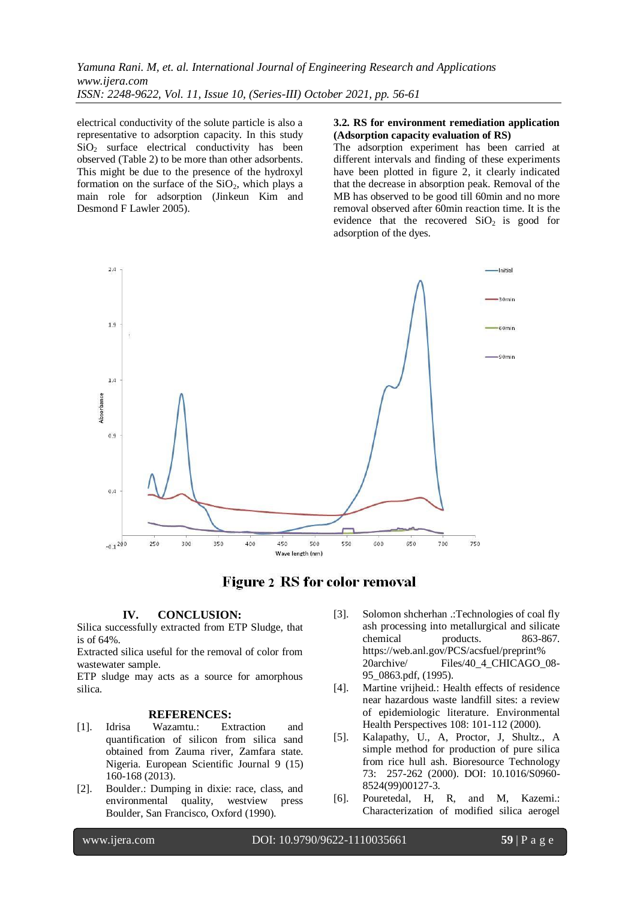electrical conductivity of the solute particle is also a representative to adsorption capacity. In this study $SiO_2$ surface electrical conductivity has been observed (Table 2) to be more than other adsorbents. This might be due to the presence of the hydroxyl formation on the surface of the $SiO_2$, which plays a main role for adsorption (Jinkeun Kim and Desmond F Lawler 2005).

### 3.2. RS for environment remediation application (Adsorption capacity evaluation of RS)

The adsorption experiment has been carried at different intervals and finding of these experiments have been plotted in figure 2, it clearly indicated that the decrease in absorption peak. Removal of the MB has observed to be good till 60min and no more removal observed after 60min reaction time. It is the evidence that the recovered $SiO_2$ is good for adsorption of the dyes.

**Figure 2 RS for color removal**

## IV. CONCLUSION:

Silica successfully extracted from ETP Sludge, that is of 64%.

Extracted silica useful for the removal of color from wastewater sample.

ETP sludge may acts as a source for amorphous silica.

## REFERENCES:

[1]. Idrisa Wazamtu.: Extraction and quantification of silicon from silica sand obtained from Zauma river, Zamfara state. Nigeria. European Scientific Journal 9 (15) 160-168 (2013).

[2]. Boulder.: Dumping in dixie: race, class, and environmental quality, westview press Boulder, San Francisco, Oxford (1990).

[3]. Solomon shcherhan .:Technologies of coal fly ash processing into metallurgical and silicate chemical products. 863-867. https://web.anl.gov/PCS/acsfuel/preprint%20archive/ Files/40_4_CHICAGO_08-95_0863.pdf, (1995).

[4]. Martine vrijheid.: Health effects of residence near hazardous waste landfill sites: a review of epidemiologic literature. Environmental Health Perspectives 108: 101-112 (2000).

[5]. Kalapathy, U., A, Proctor, J, Shultz., A simple method for production of pure silica from rice hull ash. Bioresource Technology 73: 257-262 (2000). DOI: 10.1016/S0960-8524(99)00127-3.

[6]. Pouretedal, H, R, and M, Kazemi.: Characterization of modified silica aerogel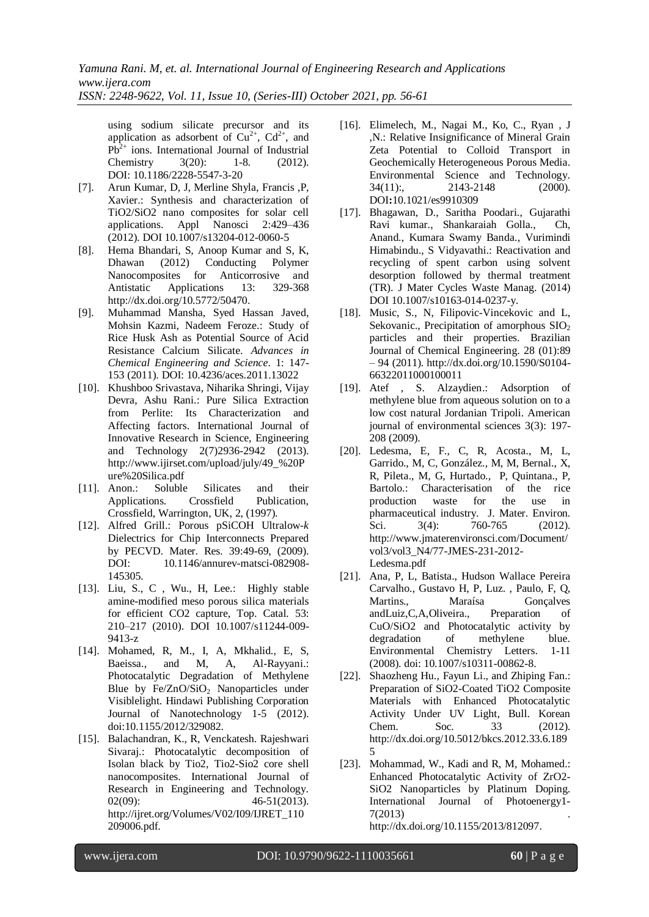using sodium silicate precursor and its application as adsorbent of $Cu^{2+}$, $Cd^{2+}$, and $Pb^{2+}$ ions. International Journal of Industrial Chemistry 3(20): 1-8. (2012). DOI: 10.1186/2228-5547-3-20

[7]. Arun Kumar, D, J, Merline Shyla, Francis ,P, Xavier.: Synthesis and characterization of TiO2/SiO2 nano composites for solar cell applications. Appl Nanosci 2:429–436 (2012). DOI 10.1007/s13204-012-0060-5

[8]. Hema Bhandari, S, Anoop Kumar and S, K, Dhawan (2012) Conducting Polymer Nanocomposites for Anticorrosive and Antistatic Applications 13: 329-368 http://dx.doi.org/10.5772/50470.

[9]. Muhammad Mansha, Syed Hassan Javed, Mohsin Kazmi, Nadeem Feroze.: Study of Rice Husk Ash as Potential Source of Acid Resistance Calcium Silicate. *Advances in Chemical Engineering and Science*. 1: 147-153 (2011). DOI: 10.4236/aces.2011.13022

[10]. Khushboo Srivastava, Niharika Shringi, Vijay Devra, Ashu Rani.: Pure Silica Extraction from Perlite: Its Characterization and Affecting factors. International Journal of Innovative Research in Science, Engineering and Technology 2(7)2936-2942 (2013). http://www.ijirset.com/upload/july/49_%20Pure%20Silica.pdf

[11]. Anon.: Soluble Silicates and their Applications. Crossfield Publication, Crossfield, Warrington, UK, 2, (1997).

[12]. Alfred Grill.: Porous pSiCOH Ultralow-*k* Dielectrics for Chip Interconnects Prepared by PECVD. Mater. Res. 39:49-69, (2009). DOI: 10.1146/annurev-matsci-082908-145305.

[13]. Liu, S., C , Wu., H, Lee.: Highly stable amine-modified meso porous silica materials for efficient CO2 capture, Top. Catal. 53: 210–217 (2010). DOI 10.1007/s11244-009-9413-z

[14]. Mohamed, R, M., I, A, Mkhalid., E, S, Baeissa., and M, A, Al-Rayyani.: Photocatalytic Degradation of Methylene Blue by $Fe/ZnO/SiO_2$ Nanoparticles under Visiblelight. Hindawi Publishing Corporation Journal of Nanotechnology 1-5 (2012). doi:10.1155/2012/329082.

[15]. Balachandran, K., R, Venckatesh. Rajeshwari Sivaraj.: Photocatalytic decomposition of Isolan black by Tio2, Tio2-Sio2 core shell nanocomposites. International Journal of Research in Engineering and Technology. 02(09): 46-51(2013). http://ijret.org/Volumes/V02/I09/IJRET_110209006.pdf.

[16]. Elimelech, M., Nagai M., Ko, C., Ryan , J ,N.: Relative Insignificance of Mineral Grain Zeta Potential to Colloid Transport in Geochemically Heterogeneous Porous Media. Environmental Science and Technology. 34(11):, 2143-2148 (2000). DOI:10.1021/es9910309

[17]. Bhagawan, D., Saritha Poodari., Gujarathi Ravi kumar., Shankaraiah Golla., Ch, Anand., Kumara Swamy Banda., Vurimindi Himabindu., S Vidyavathi.: Reactivation and recycling of spent carbon using solvent desorption followed by thermal treatment (TR). J Mater Cycles Waste Manag. (2014) DOI 10.1007/s10163-014-0237-y.

[18]. Music, S., N, Filipovic-Vincekovic and L, Sekovanic., Precipitation of amorphous $SIO_2$ particles and their properties. Brazilian Journal of Chemical Engineering. 28 (01):89 – 94 (2011). http://dx.doi.org/10.1590/S0104-66322011000100011

[19]. Atef , S. Alzaydien.: Adsorption of methylene blue from aqueous solution on to a low cost natural Jordanian Tripoli. American journal of environmental sciences 3(3): 197-208 (2009).

[20]. Ledesma, E, F., C, R, Acosta., M, L, Garrido., M, C, González., M, M, Bernal., X, R, Pileta., M, G, Hurtado., P, Quintana., P, Bartolo.: Characterisation of the rice production waste for the use in pharmaceutical industry. J. Mater. Environ. Sci. 3(4): 760-765 (2012). http://www.jmaterenvironsci.com/Document/vol3/vol3_N4/77-JMES-231-2012-Ledesma.pdf

[21]. Ana, P, L, Batista., Hudson Wallace Pereira Carvalho., Gustavo H, P, Luz. , Paulo, F, Q, Martins., Maraísa Gonçalves andLuiz,C,A,Oliveira., Preparation of CuO/SiO2 and Photocatalytic activity by degradation of methylene blue. Environmental Chemistry Letters. 1-11 (2008). doi: 10.1007/s10311-00862-8.

[22]. Shaozheng Hu., Fayun Li., and Zhiping Fan.: Preparation of SiO2-Coated TiO2 Composite Materials with Enhanced Photocatalytic Activity Under UV Light, Bull. Korean Chem. Soc. 33 (2012). http://dx.doi.org/10.5012/bkcs.2012.33.6.1895

[23]. Mohammad, W., Kadi and R, M, Mohamed.: Enhanced Photocatalytic Activity of ZrO2-SiO2 Nanoparticles by Platinum Doping. International Journal of Photoenergy1-7(2013) . http://dx.doi.org/10.1155/2013/812097.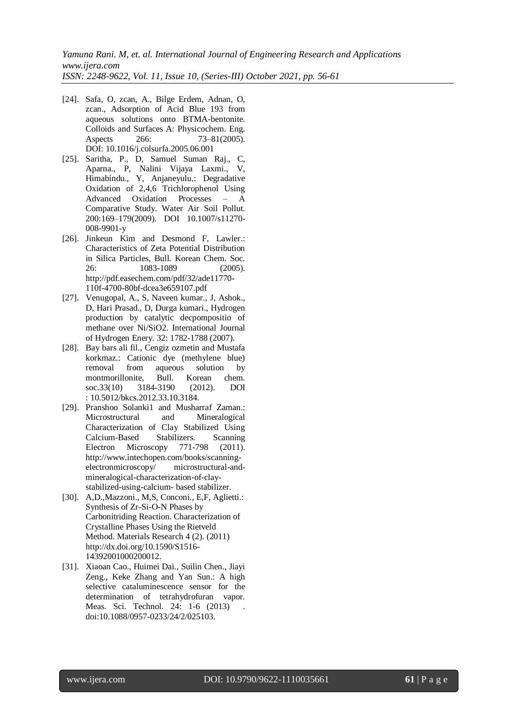[24]. Safa, O, zcan, A., Bilge Erdem, Adnan, O, zcan., Adsorption of Acid Blue 193 from aqueous solutions onto BTMA-bentonite. Colloids and Surfaces A: Physicochem. Eng. Aspects 266: 73–81(2005). DOI: 10.1016/j.colsurfa.2005.06.001

[25]. Saritha, P., D, Samuel Suman Raj., C, Aparna., P, Nalini Vijaya Laxmi., V, Himabindu., Y, Anjaneyulu.: Degradative Oxidation of 2,4,6 Trichlorophenol Using Advanced Oxidation Processes – A Comparative Study. Water Air Soil Pollut. 200:169–179(2009). DOI 10.1007/s11270-008-9901-y

[26]. Jinkeun Kim and Desmond F, Lawler.: Characteristics of Zeta Potential Distribution in Silica Particles, Bull. Korean Chem. Soc. 26: 1083-1089 (2005). http://pdf.easechem.com/pdf/32/ade11770-110f-4700-80bf-dcea3e659107.pdf

[27]. Venugopal, A., S, Naveen kumar., J, Ashok., D, Hari Prasad., D, Durga kumari., Hydrogen production by catalytic decpompositio of methane over Ni/SiO2. International Journal of Hydrogen Enery. 32: 1782-1788 (2007).

[28]. Bay bars ali fil., Cengiz ozmetin and Mustafa korkmaz.: Cationic dye (methylene blue) removal from aqueous solution by montmorillonite, Bull. Korean chem. soc.33(10) 3184-3190 (2012). DOI : 10.5012/bkcs.2012.33.10.3184.

[29]. Pranshoo Solanki1 and Musharraf Zaman.: Microstructural and Mineralogical Characterization of Clay Stabilized Using Calcium-Based Stabilizers. Scanning Electron Microscopy 771-798 (2011). http://www.intechopen.com/books/scanning-electronmicroscopy/ microstructural-and-mineralogical-characterization-of-clay-stabilized-using-calcium- based stabilizer.

[30]. A,D.,Mazzoni., M,S, Conconi., E,F, Aglietti.: Synthesis of Zr-Si-O-N Phases by Carbonitriding Reaction. Characterization of Crystalline Phases Using the Rietveld Method. Materials Research 4 (2). (2011) http://dx.doi.org/10.1590/S1516-14392001000200012.

[31]. Xiaoan Cao., Huimei Dai., Suilin Chen., Jiayi Zeng., Keke Zhang and Yan Sun.: A high selective cataluminescence sensor for the determination of tetrahydrofuran vapor. Meas. Sci. Technol. 24: 1-6 (2013) . doi:10.1088/0957-0233/24/2/025103.